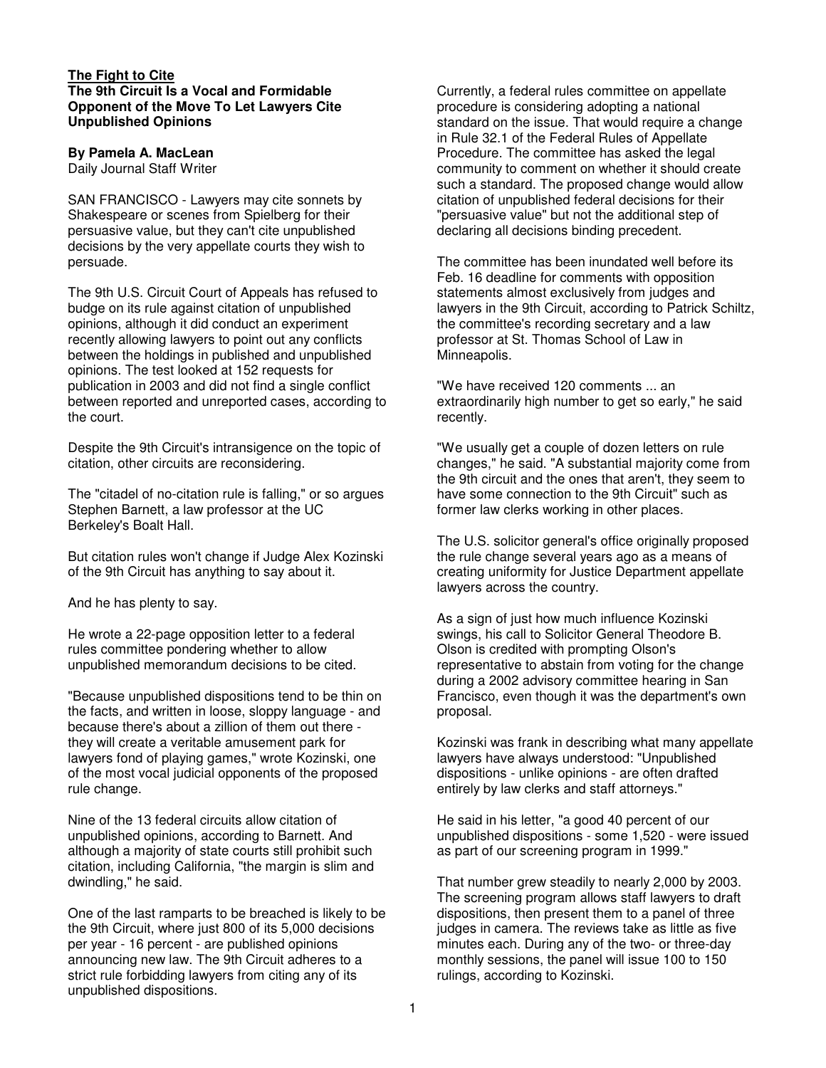**The Fight to Cite**

**The 9th Circuit Is a Vocal and Formidable Opponent of the Move To Let Lawyers Cite Unpublished Opinions**

**By Pamela A. MacLean**
Daily Journal Staff Writer

SAN FRANCISCO - Lawyers may cite sonnets by Shakespeare or scenes from Spielberg for their persuasive value, but they can't cite unpublished decisions by the very appellate courts they wish to persuade.

The 9th U.S. Circuit Court of Appeals has refused to budge on its rule against citation of unpublished opinions, although it did conduct an experiment recently allowing lawyers to point out any conflicts between the holdings in published and unpublished opinions. The test looked at 152 requests for publication in 2003 and did not find a single conflict between reported and unreported cases, according to the court.

Despite the 9th Circuit's intransigence on the topic of citation, other circuits are reconsidering.

The "citadel of no-citation rule is falling," or so argues Stephen Barnett, a law professor at the UC Berkeley's Boalt Hall.

But citation rules won't change if Judge Alex Kozinski of the 9th Circuit has anything to say about it.

And he has plenty to say.

He wrote a 22-page opposition letter to a federal rules committee pondering whether to allow unpublished memorandum decisions to be cited.

"Because unpublished dispositions tend to be thin on the facts, and written in loose, sloppy language - and because there's about a zillion of them out there - they will create a veritable amusement park for lawyers fond of playing games," wrote Kozinski, one of the most vocal judicial opponents of the proposed rule change.

Nine of the 13 federal circuits allow citation of unpublished opinions, according to Barnett. And although a majority of state courts still prohibit such citation, including California, "the margin is slim and dwindling," he said.

One of the last ramparts to be breached is likely to be the 9th Circuit, where just 800 of its 5,000 decisions per year - 16 percent - are published opinions announcing new law. The 9th Circuit adheres to a strict rule forbidding lawyers from citing any of its unpublished dispositions.

Currently, a federal rules committee on appellate procedure is considering adopting a national standard on the issue. That would require a change in Rule 32.1 of the Federal Rules of Appellate Procedure. The committee has asked the legal community to comment on whether it should create such a standard. The proposed change would allow citation of unpublished federal decisions for their "persuasive value" but not the additional step of declaring all decisions binding precedent.

The committee has been inundated well before its Feb. 16 deadline for comments with opposition statements almost exclusively from judges and lawyers in the 9th Circuit, according to Patrick Schiltz, the committee's recording secretary and a law professor at St. Thomas School of Law in Minneapolis.

"We have received 120 comments ... an extraordinarily high number to get so early," he said recently.

"We usually get a couple of dozen letters on rule changes," he said. "A substantial majority come from the 9th circuit and the ones that aren't, they seem to have some connection to the 9th Circuit" such as former law clerks working in other places.

The U.S. solicitor general's office originally proposed the rule change several years ago as a means of creating uniformity for Justice Department appellate lawyers across the country.

As a sign of just how much influence Kozinski swings, his call to Solicitor General Theodore B. Olson is credited with prompting Olson's representative to abstain from voting for the change during a 2002 advisory committee hearing in San Francisco, even though it was the department's own proposal.

Kozinski was frank in describing what many appellate lawyers have always understood: "Unpublished dispositions - unlike opinions - are often drafted entirely by law clerks and staff attorneys."

He said in his letter, "a good 40 percent of our unpublished dispositions - some 1,520 - were issued as part of our screening program in 1999."

That number grew steadily to nearly 2,000 by 2003. The screening program allows staff lawyers to draft dispositions, then present them to a panel of three judges in camera. The reviews take as little as five minutes each. During any of the two- or three-day monthly sessions, the panel will issue 100 to 150 rulings, according to Kozinski.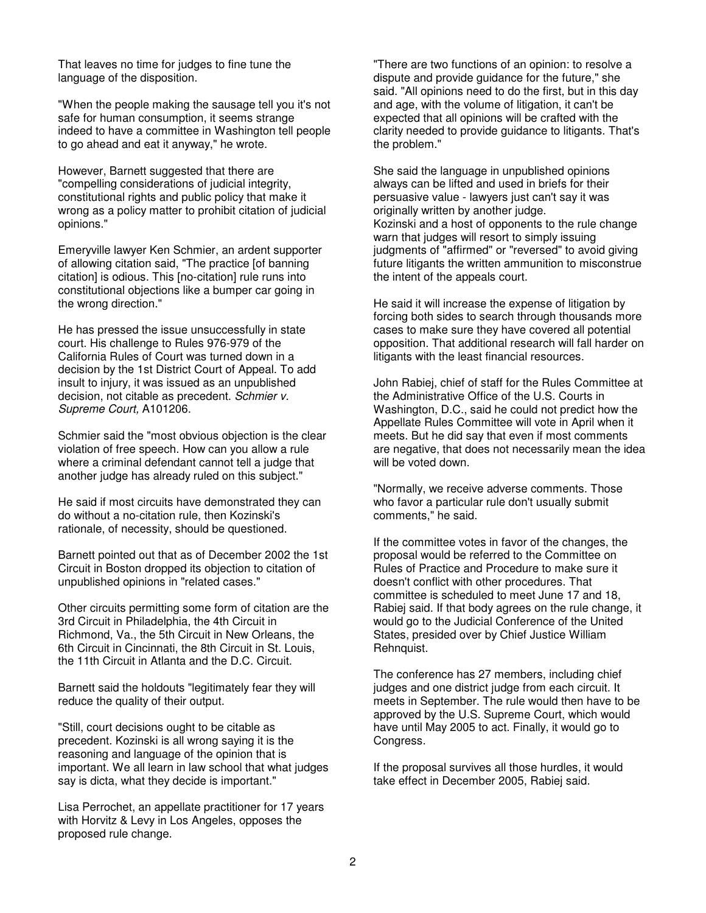That leaves no time for judges to fine tune the language of the disposition.

"When the people making the sausage tell you it's not safe for human consumption, it seems strange indeed to have a committee in Washington tell people to go ahead and eat it anyway," he wrote.

However, Barnett suggested that there are "compelling considerations of judicial integrity, constitutional rights and public policy that make it wrong as a policy matter to prohibit citation of judicial opinions."

Emeryville lawyer Ken Schmier, an ardent supporter of allowing citation said, "The practice [of banning citation] is odious. This [no-citation] rule runs into constitutional objections like a bumper car going in the wrong direction."

He has pressed the issue unsuccessfully in state court. His challenge to Rules 976-979 of the California Rules of Court was turned down in a decision by the 1st District Court of Appeal. To add insult to injury, it was issued as an unpublished decision, not citable as precedent. *Schmier v. Supreme Court,* A101206.

Schmier said the "most obvious objection is the clear violation of free speech. How can you allow a rule where a criminal defendant cannot tell a judge that another judge has already ruled on this subject."

He said if most circuits have demonstrated they can do without a no-citation rule, then Kozinski's rationale, of necessity, should be questioned.

Barnett pointed out that as of December 2002 the 1st Circuit in Boston dropped its objection to citation of unpublished opinions in "related cases."

Other circuits permitting some form of citation are the 3rd Circuit in Philadelphia, the 4th Circuit in Richmond, Va., the 5th Circuit in New Orleans, the 6th Circuit in Cincinnati, the 8th Circuit in St. Louis, the 11th Circuit in Atlanta and the D.C. Circuit.

Barnett said the holdouts "legitimately fear they will reduce the quality of their output.

"Still, court decisions ought to be citable as precedent. Kozinski is all wrong saying it is the reasoning and language of the opinion that is important. We all learn in law school that what judges say is dicta, what they decide is important."

Lisa Perrochet, an appellate practitioner for 17 years with Horvitz & Levy in Los Angeles, opposes the proposed rule change.

"There are two functions of an opinion: to resolve a dispute and provide guidance for the future," she said. "All opinions need to do the first, but in this day and age, with the volume of litigation, it can't be expected that all opinions will be crafted with the clarity needed to provide guidance to litigants. That's the problem."

She said the language in unpublished opinions always can be lifted and used in briefs for their persuasive value - lawyers just can't say it was originally written by another judge.
Kozinski and a host of opponents to the rule change warn that judges will resort to simply issuing judgments of "affirmed" or "reversed" to avoid giving future litigants the written ammunition to misconstrue the intent of the appeals court.

He said it will increase the expense of litigation by forcing both sides to search through thousands more cases to make sure they have covered all potential opposition. That additional research will fall harder on litigants with the least financial resources.

John Rabiej, chief of staff for the Rules Committee at the Administrative Office of the U.S. Courts in Washington, D.C., said he could not predict how the Appellate Rules Committee will vote in April when it meets. But he did say that even if most comments are negative, that does not necessarily mean the idea will be voted down.

"Normally, we receive adverse comments. Those who favor a particular rule don't usually submit comments," he said.

If the committee votes in favor of the changes, the proposal would be referred to the Committee on Rules of Practice and Procedure to make sure it doesn't conflict with other procedures. That committee is scheduled to meet June 17 and 18, Rabiej said. If that body agrees on the rule change, it would go to the Judicial Conference of the United States, presided over by Chief Justice William Rehnquist.

The conference has 27 members, including chief judges and one district judge from each circuit. It meets in September. The rule would then have to be approved by the U.S. Supreme Court, which would have until May 2005 to act. Finally, it would go to Congress.

If the proposal survives all those hurdles, it would take effect in December 2005, Rabiej said.